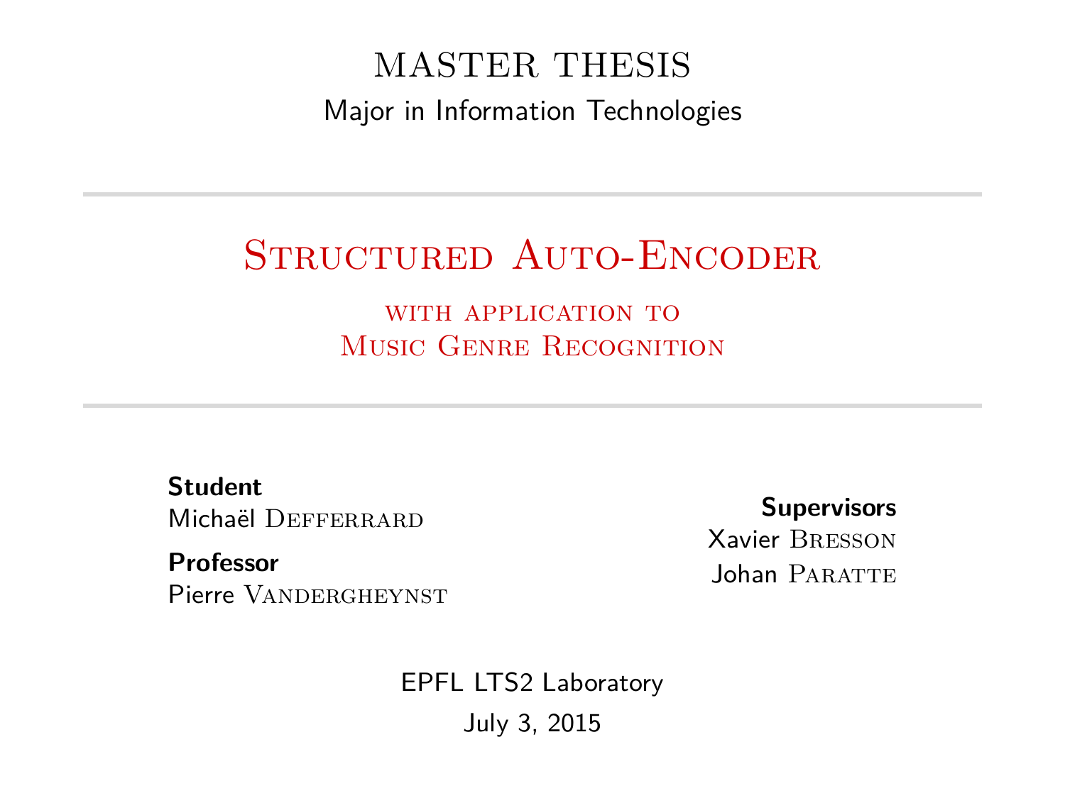# MASTER THESIS

Major in Information Technologies

---

## Structured Auto-Encoder

### with application to Music Genre Recognition

---

**Student**
Michaël Defferrard

**Professor**
Pierre Vandergheynst

**Supervisors**
Xavier Bresson
Johan Paratte

EPFL LTS2 Laboratory

July 3, 2015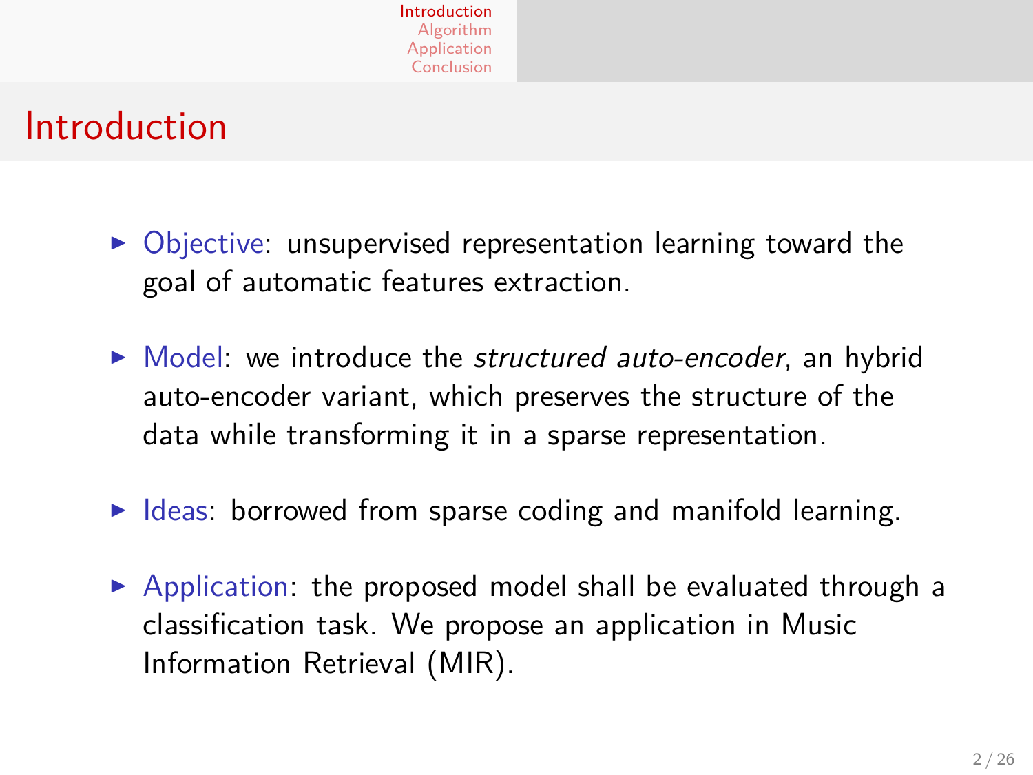# Introduction

- Objective: unsupervised representation learning toward the goal of automatic features extraction.
- Model: we introduce the *structured auto-encoder*, an hybrid auto-encoder variant, which preserves the structure of the data while transforming it in a sparse representation.
- Ideas: borrowed from sparse coding and manifold learning.
- Application: the proposed model shall be evaluated through a classification task. We propose an application in Music Information Retrieval (MIR).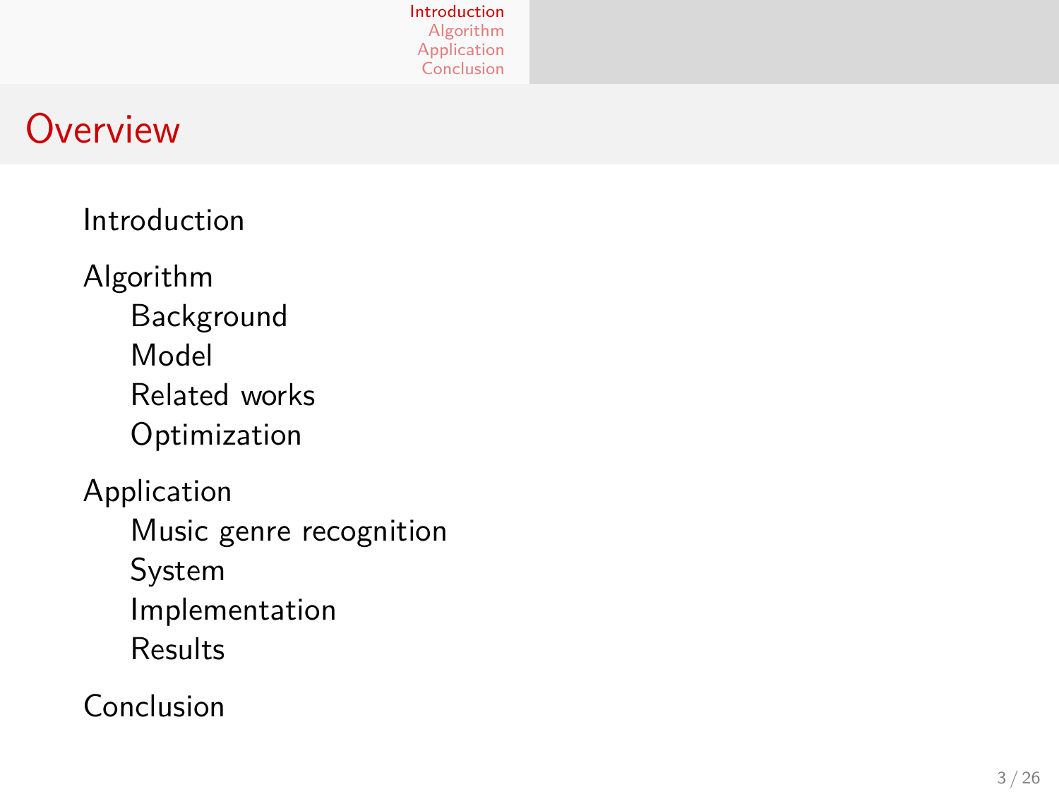# Overview

- Introduction
- Algorithm
  - Background
  - Model
  - Related works
  - Optimization
- Application
  - Music genre recognition
  - System
  - Implementation
  - Results
- Conclusion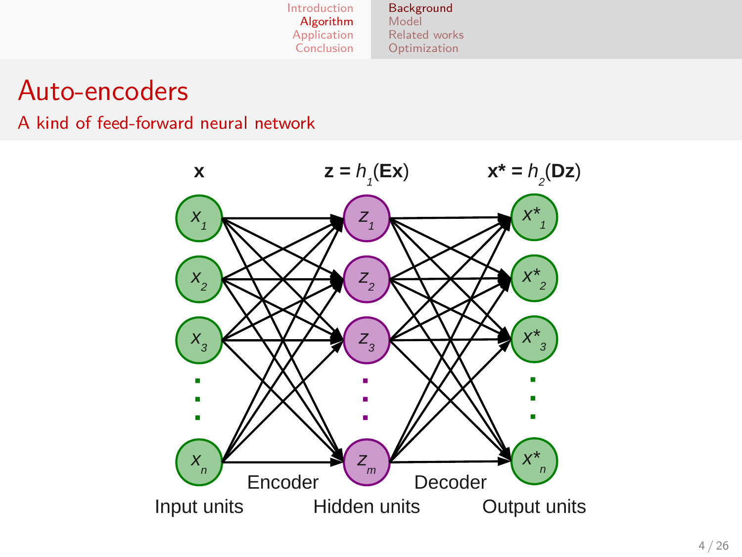# Auto-encoders

## A kind of feed-forward neural network

$\mathbf{x}$ $\quad$ $\mathbf{z} = h_1(\mathbf{Ex})$ $\quad$ $\mathbf{x^*} = h_2(\mathbf{Dz})$

$x_1$, $x_2$, $x_3$, ..., $x_n$ $\quad$ $z_1$, $z_2$, $z_3$, ..., $z_m$ $\quad$ $x^*_1$, $x^*_2$, $x^*_3$, ..., $x^*_n$

Encoder $\quad$ Decoder

Input units $\quad$ Hidden units $\quad$ Output units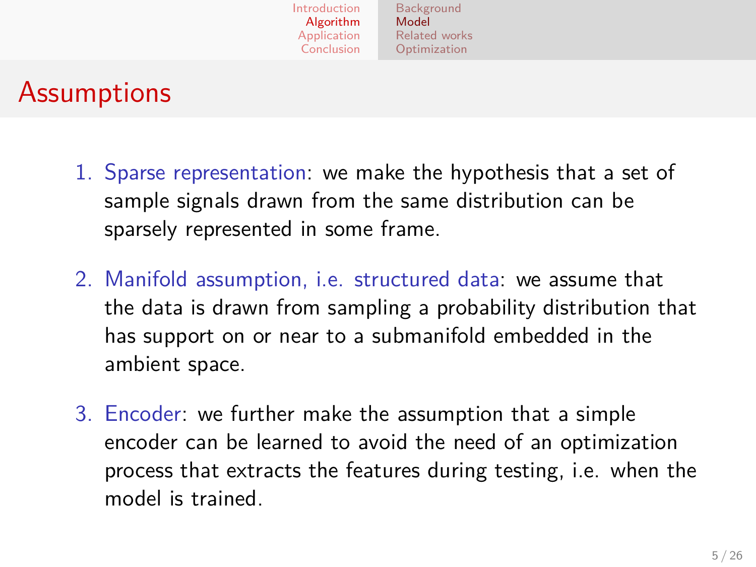# Assumptions

1. Sparse representation: we make the hypothesis that a set of sample signals drawn from the same distribution can be sparsely represented in some frame.

2. Manifold assumption, i.e. structured data: we assume that the data is drawn from sampling a probability distribution that has support on or near to a submanifold embedded in the ambient space.

3. Encoder: we further make the assumption that a simple encoder can be learned to avoid the need of an optimization process that extracts the features during testing, i.e. when the model is trained.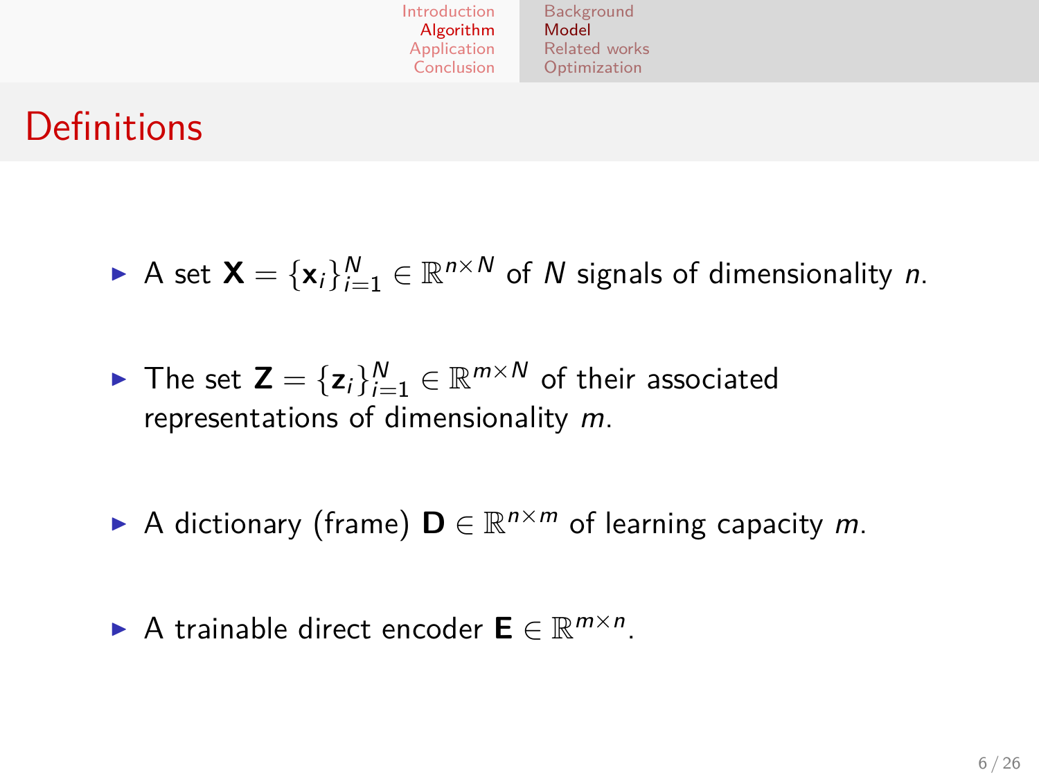## Definitions

- A set $\mathbf{X} = \{\mathbf{x}_i\}_{i=1}^{N} \in \mathbb{R}^{n \times N}$ of $N$ signals of dimensionality $n$.
- The set $\mathbf{Z} = \{\mathbf{z}_i\}_{i=1}^{N} \in \mathbb{R}^{m \times N}$ of their associated representations of dimensionality $m$.
- A dictionary (frame) $\mathbf{D} \in \mathbb{R}^{n \times m}$ of learning capacity $m$.
- A trainable direct encoder $\mathbf{E} \in \mathbb{R}^{m \times n}$.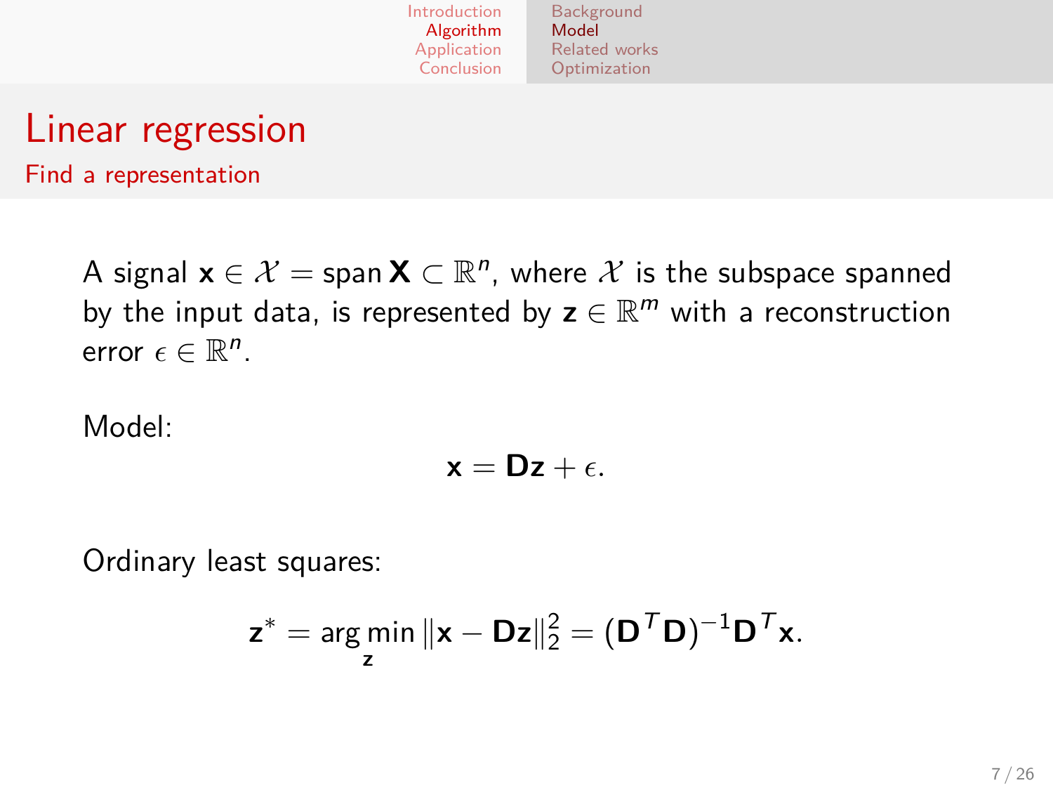# Linear regression

## Find a representation

A signal $\mathbf{x} \in \mathcal{X} = \operatorname{span} \mathbf{X} \subset \mathbb{R}^n$, where $\mathcal{X}$ is the subspace spanned by the input data, is represented by $\mathbf{z} \in \mathbb{R}^m$ with a reconstruction error $\epsilon \in \mathbb{R}^n$.

Model:

$$\mathbf{x} = \mathbf{D}\mathbf{z} + \epsilon.$$

Ordinary least squares:

$$\mathbf{z}^* = \arg\min_{\mathbf{z}} \|\mathbf{x} - \mathbf{D}\mathbf{z}\|_2^2 = (\mathbf{D}^T\mathbf{D})^{-1}\mathbf{D}^T\mathbf{x}.$$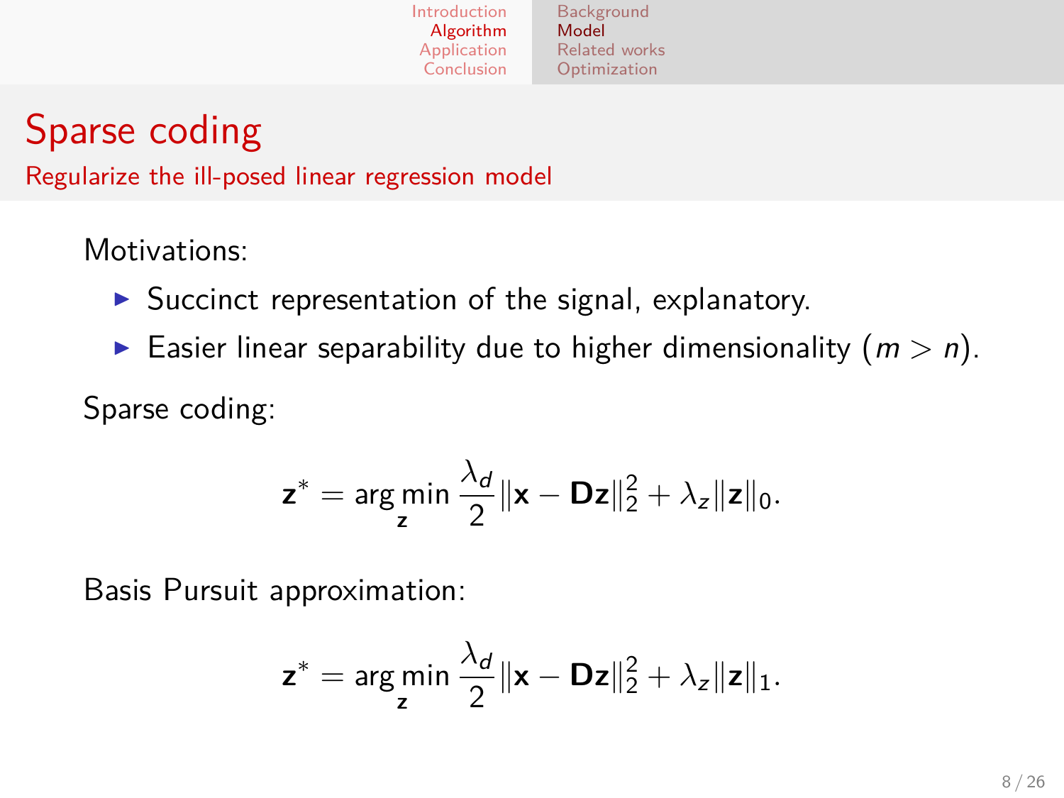# Sparse coding

## Regularize the ill-posed linear regression model

Motivations:

- Succinct representation of the signal, explanatory.
- Easier linear separability due to higher dimensionality ($m > n$).

Sparse coding:

$$\mathbf{z}^* = \arg\min_{\mathbf{z}} \frac{\lambda_d}{2} \|\mathbf{x} - \mathbf{D}\mathbf{z}\|_2^2 + \lambda_z \|\mathbf{z}\|_0.$$

Basis Pursuit approximation:

$$\mathbf{z}^* = \arg\min_{\mathbf{z}} \frac{\lambda_d}{2} \|\mathbf{x} - \mathbf{D}\mathbf{z}\|_2^2 + \lambda_z \|\mathbf{z}\|_1.$$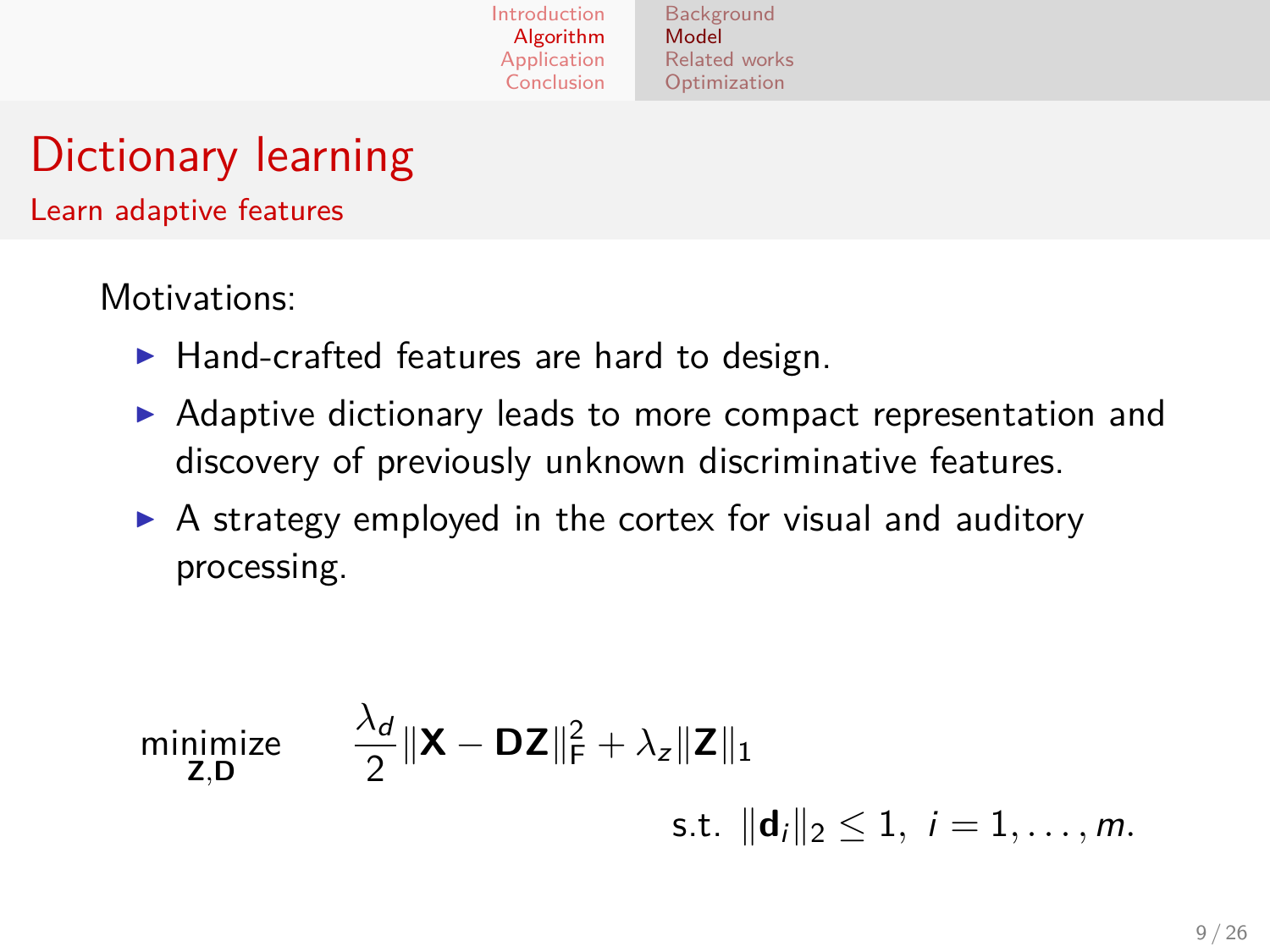# Dictionary learning

## Learn adaptive features

Motivations:

- Hand-crafted features are hard to design.
- Adaptive dictionary leads to more compact representation and discovery of previously unknown discriminative features.
- A strategy employed in the cortex for visual and auditory processing.

$$\underset{\mathbf{Z},\mathbf{D}}{\text{minimize}} \quad \frac{\lambda_d}{2}\|\mathbf{X}-\mathbf{D}\mathbf{Z}\|_F^2 + \lambda_z\|\mathbf{Z}\|_1 \quad \text{s.t. } \|\mathbf{d}_i\|_2 \leq 1, \; i = 1,\ldots,m.$$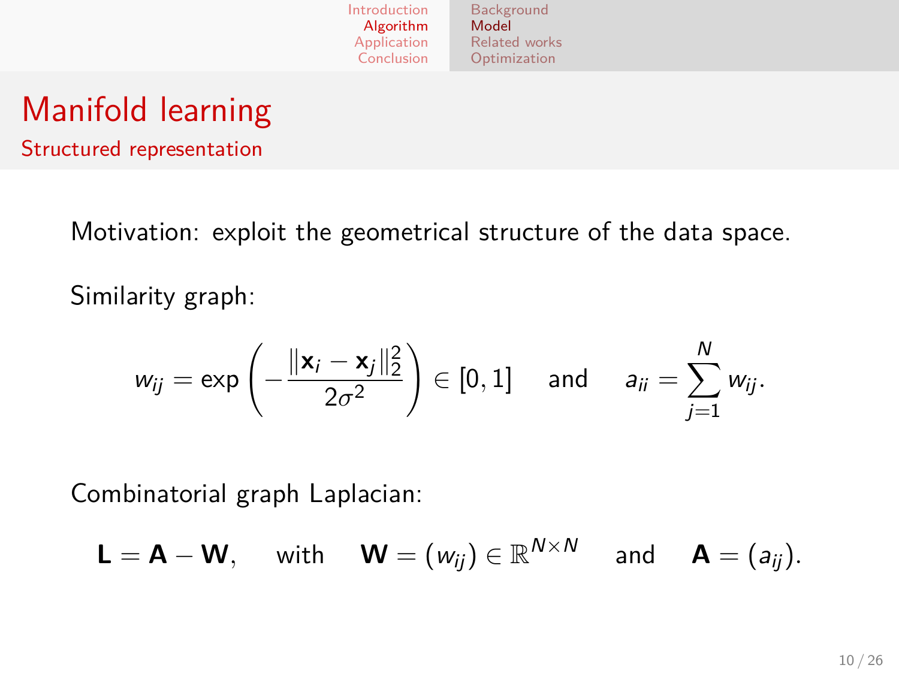# Manifold learning

## Structured representation

Motivation: exploit the geometrical structure of the data space.

Similarity graph:

$$w_{ij} = \exp\left(-\frac{\|\mathbf{x}_i - \mathbf{x}_j\|_2^2}{2\sigma^2}\right) \in [0,1] \quad \text{and} \quad a_{ii} = \sum_{j=1}^{N} w_{ij}.$$

Combinatorial graph Laplacian:

$$\mathbf{L} = \mathbf{A} - \mathbf{W}, \quad \text{with} \quad \mathbf{W} = (w_{ij}) \in \mathbb{R}^{N \times N} \quad \text{and} \quad \mathbf{A} = (a_{ij}).$$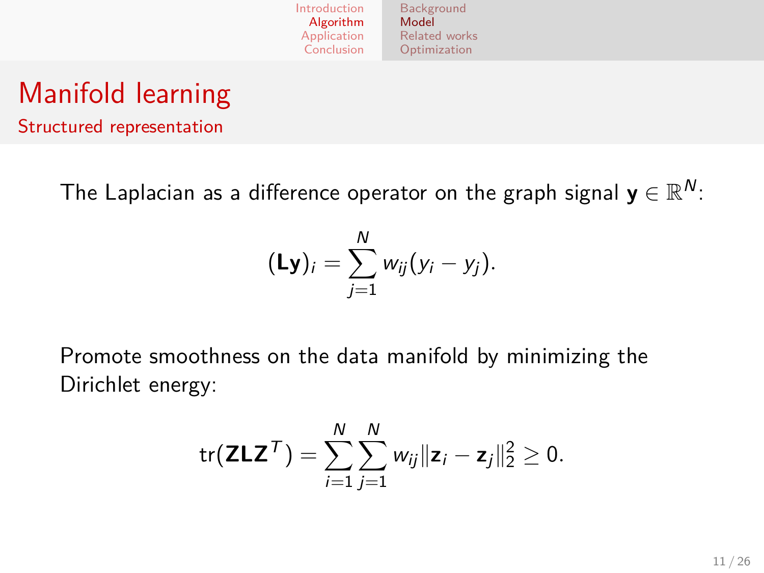# Manifold learning

## Structured representation

The Laplacian as a difference operator on the graph signal $\mathbf{y} \in \mathbb{R}^N$:

$$(\mathbf{L}\mathbf{y})_i = \sum_{j=1}^{N} w_{ij}(y_i - y_j).$$

Promote smoothness on the data manifold by minimizing the Dirichlet energy:

$$\operatorname{tr}(\mathbf{Z}\mathbf{L}\mathbf{Z}^T) = \sum_{i=1}^{N}\sum_{j=1}^{N} w_{ij}\|\mathbf{z}_i - \mathbf{z}_j\|_2^2 \geq 0.$$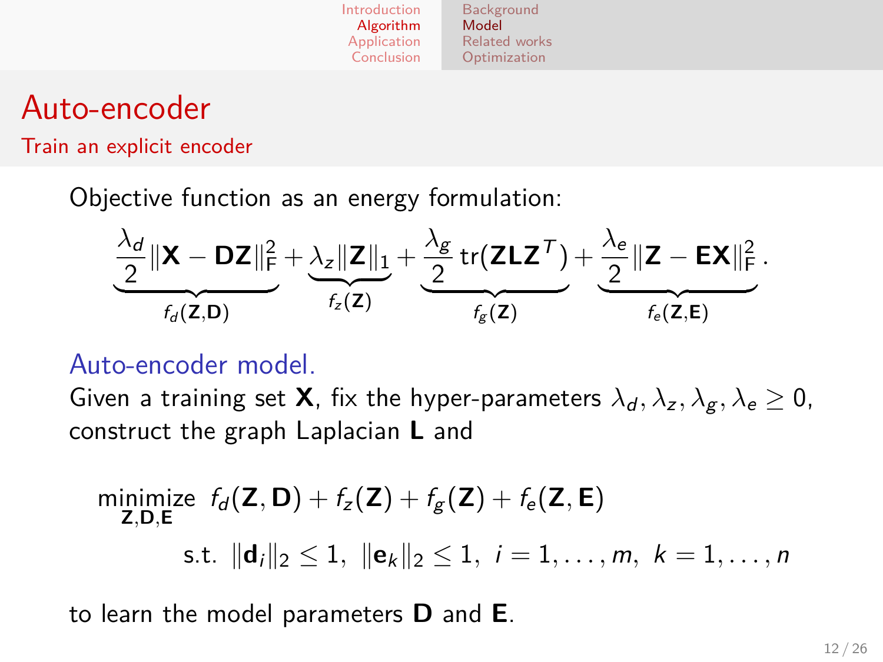# Auto-encoder

## Train an explicit encoder

Objective function as an energy formulation:

$$\underbrace{\frac{\lambda_d}{2}\|\mathbf{X}-\mathbf{D}\mathbf{Z}\|_\text{F}^2}_{f_d(\mathbf{Z},\mathbf{D})} + \underbrace{\lambda_z\|\mathbf{Z}\|_1}_{f_z(\mathbf{Z})} + \underbrace{\frac{\lambda_g}{2}\operatorname{tr}(\mathbf{Z}\mathbf{L}\mathbf{Z}^T)}_{f_g(\mathbf{Z})} + \underbrace{\frac{\lambda_e}{2}\|\mathbf{Z}-\mathbf{E}\mathbf{X}\|_\text{F}^2}_{f_e(\mathbf{Z},\mathbf{E})}.$$

### Auto-encoder model.

Given a training set $\mathbf{X}$, fix the hyper-parameters $\lambda_d, \lambda_z, \lambda_g, \lambda_e \geq 0$, construct the graph Laplacian $\mathbf{L}$ and

$$\underset{\mathbf{Z},\mathbf{D},\mathbf{E}}{\text{minimize}} \; f_d(\mathbf{Z},\mathbf{D}) + f_z(\mathbf{Z}) + f_g(\mathbf{Z}) + f_e(\mathbf{Z},\mathbf{E})$$

$$\text{s.t.} \; \|\mathbf{d}_i\|_2 \leq 1, \; \|\mathbf{e}_k\|_2 \leq 1, \; i = 1,\ldots,m, \; k = 1,\ldots,n$$

to learn the model parameters $\mathbf{D}$ and $\mathbf{E}$.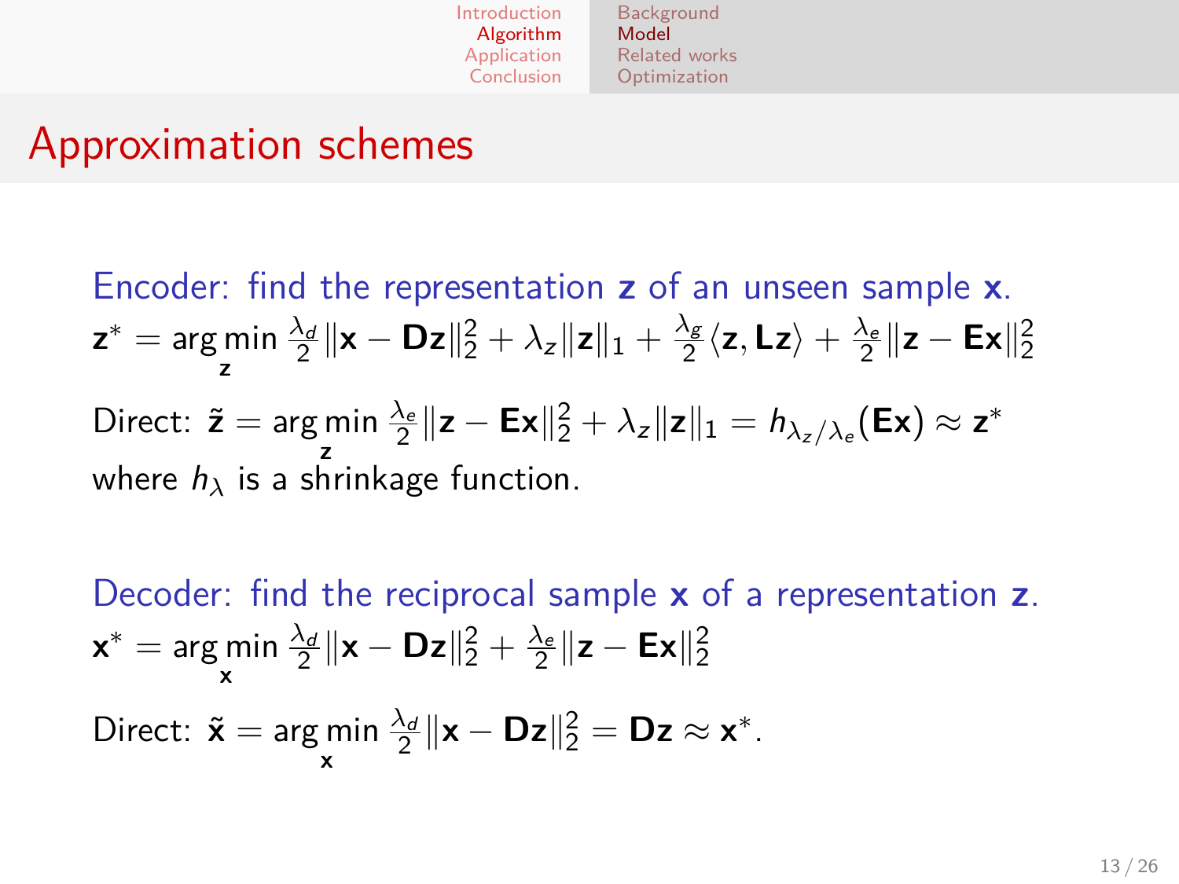# Approximation schemes

Encoder: find the representation $\mathbf{z}$ of an unseen sample $\mathbf{x}$.

$$\mathbf{z}^* = \arg\min_{\mathbf{z}} \frac{\lambda_d}{2}\|\mathbf{x} - \mathbf{D}\mathbf{z}\|_2^2 + \lambda_z\|\mathbf{z}\|_1 + \frac{\lambda_g}{2}\langle \mathbf{z}, \mathbf{L}\mathbf{z}\rangle + \frac{\lambda_e}{2}\|\mathbf{z} - \mathbf{E}\mathbf{x}\|_2^2$$

Direct: $\tilde{\mathbf{z}} = \arg\min_{\mathbf{z}} \frac{\lambda_e}{2}\|\mathbf{z} - \mathbf{E}\mathbf{x}\|_2^2 + \lambda_z\|\mathbf{z}\|_1 = h_{\lambda_z/\lambda_e}(\mathbf{E}\mathbf{x}) \approx \mathbf{z}^*$

where $h_\lambda$ is a shrinkage function.

Decoder: find the reciprocal sample $\mathbf{x}$ of a representation $\mathbf{z}$.

$$\mathbf{x}^* = \arg\min_{\mathbf{x}} \frac{\lambda_d}{2}\|\mathbf{x} - \mathbf{D}\mathbf{z}\|_2^2 + \frac{\lambda_e}{2}\|\mathbf{z} - \mathbf{E}\mathbf{x}\|_2^2$$

Direct: $\tilde{\mathbf{x}} = \arg\min_{\mathbf{x}} \frac{\lambda_d}{2}\|\mathbf{x} - \mathbf{D}\mathbf{z}\|_2^2 = \mathbf{D}\mathbf{z} \approx \mathbf{x}^*$.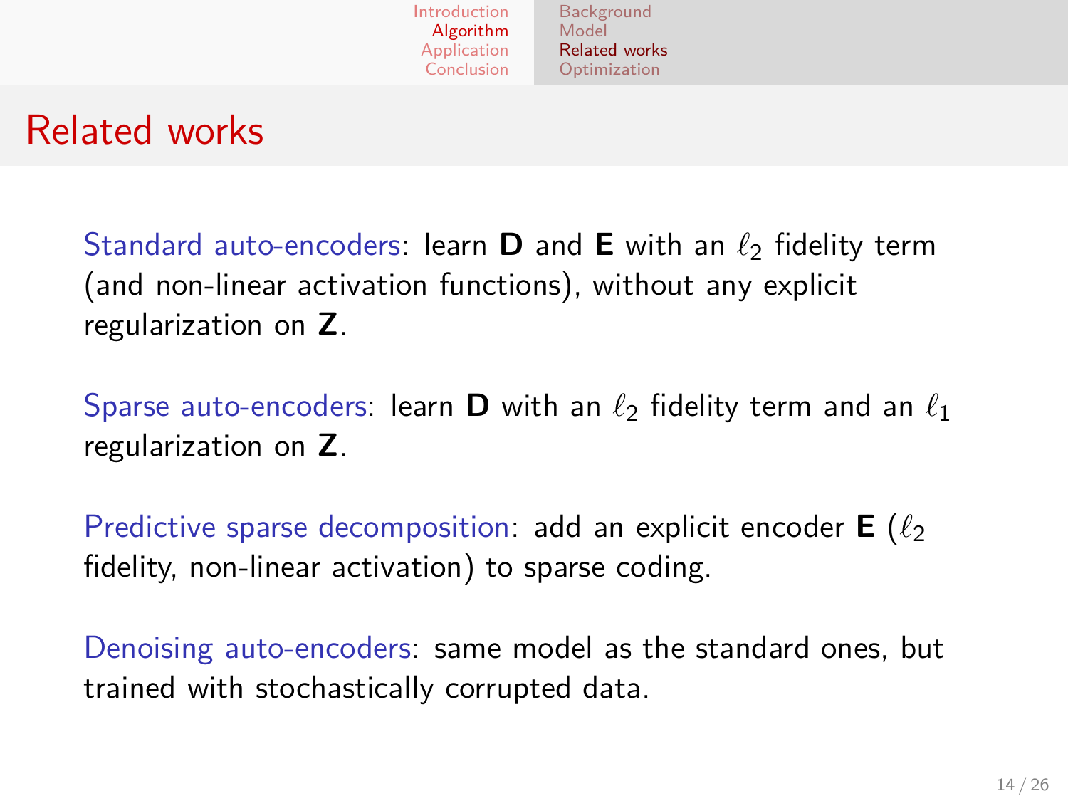# Related works

Standard auto-encoders: learn $\mathbf{D}$ and $\mathbf{E}$ with an $\ell_2$ fidelity term (and non-linear activation functions), without any explicit regularization on $\mathbf{Z}$.

Sparse auto-encoders: learn $\mathbf{D}$ with an $\ell_2$ fidelity term and an $\ell_1$ regularization on $\mathbf{Z}$.

Predictive sparse decomposition: add an explicit encoder $\mathbf{E}$ ($\ell_2$ fidelity, non-linear activation) to sparse coding.

Denoising auto-encoders: same model as the standard ones, but trained with stochastically corrupted data.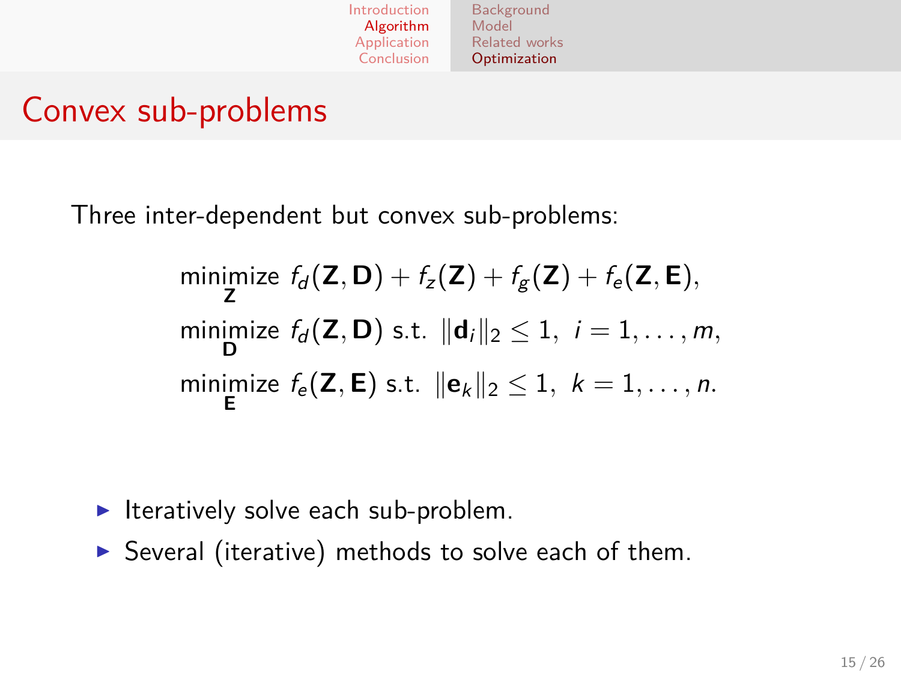# Convex sub-problems

Three inter-dependent but convex sub-problems:

$$\underset{\mathbf{Z}}{\text{minimize}}\ f_d(\mathbf{Z}, \mathbf{D}) + f_z(\mathbf{Z}) + f_g(\mathbf{Z}) + f_e(\mathbf{Z}, \mathbf{E}),$$

$$\underset{\mathbf{D}}{\text{minimize}}\ f_d(\mathbf{Z}, \mathbf{D}) \text{ s.t. } \|\mathbf{d}_i\|_2 \leq 1,\ i = 1, \ldots, m,$$

$$\underset{\mathbf{E}}{\text{minimize}}\ f_e(\mathbf{Z}, \mathbf{E}) \text{ s.t. } \|\mathbf{e}_k\|_2 \leq 1,\ k = 1, \ldots, n.$$

- Iteratively solve each sub-problem.
- Several (iterative) methods to solve each of them.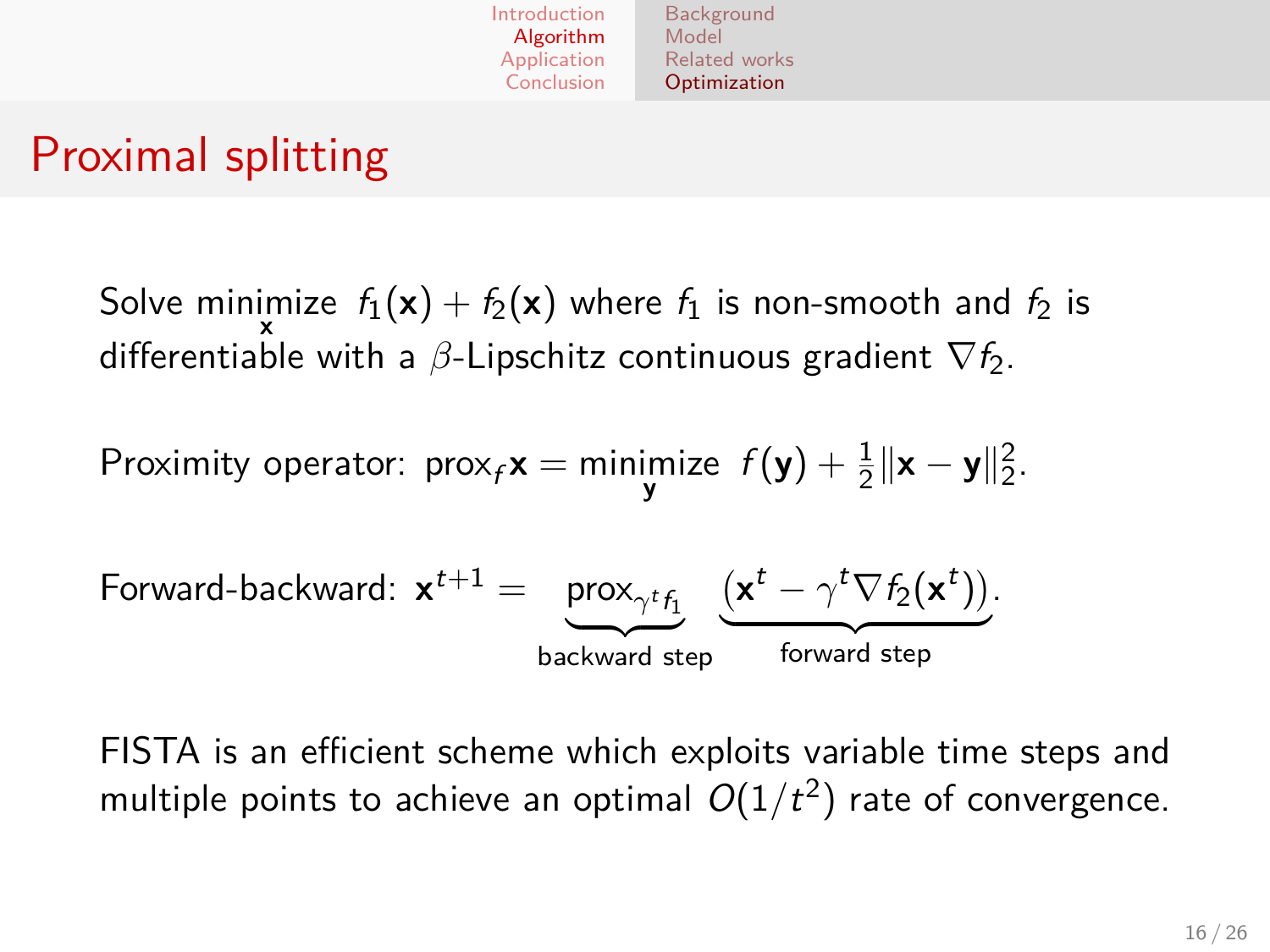# Proximal splitting

Solve $\underset{\mathbf{x}}{\text{minimize}}\ f_1(\mathbf{x}) + f_2(\mathbf{x})$ where $f_1$ is non-smooth and $f_2$ is differentiable with a $\beta$-Lipschitz continuous gradient $\nabla f_2$.

Proximity operator: $\text{prox}_f \mathbf{x} = \underset{\mathbf{y}}{\text{minimize}}\ f(\mathbf{y}) + \frac{1}{2}\|\mathbf{x} - \mathbf{y}\|_2^2$.

Forward-backward: $\mathbf{x}^{t+1} = \underbrace{\text{prox}_{\gamma^t f_1}}_{\text{backward step}} \underbrace{\left(\mathbf{x}^t - \gamma^t \nabla f_2(\mathbf{x}^t)\right)}_{\text{forward step}}$.

FISTA is an efficient scheme which exploits variable time steps and multiple points to achieve an optimal $O(1/t^2)$ rate of convergence.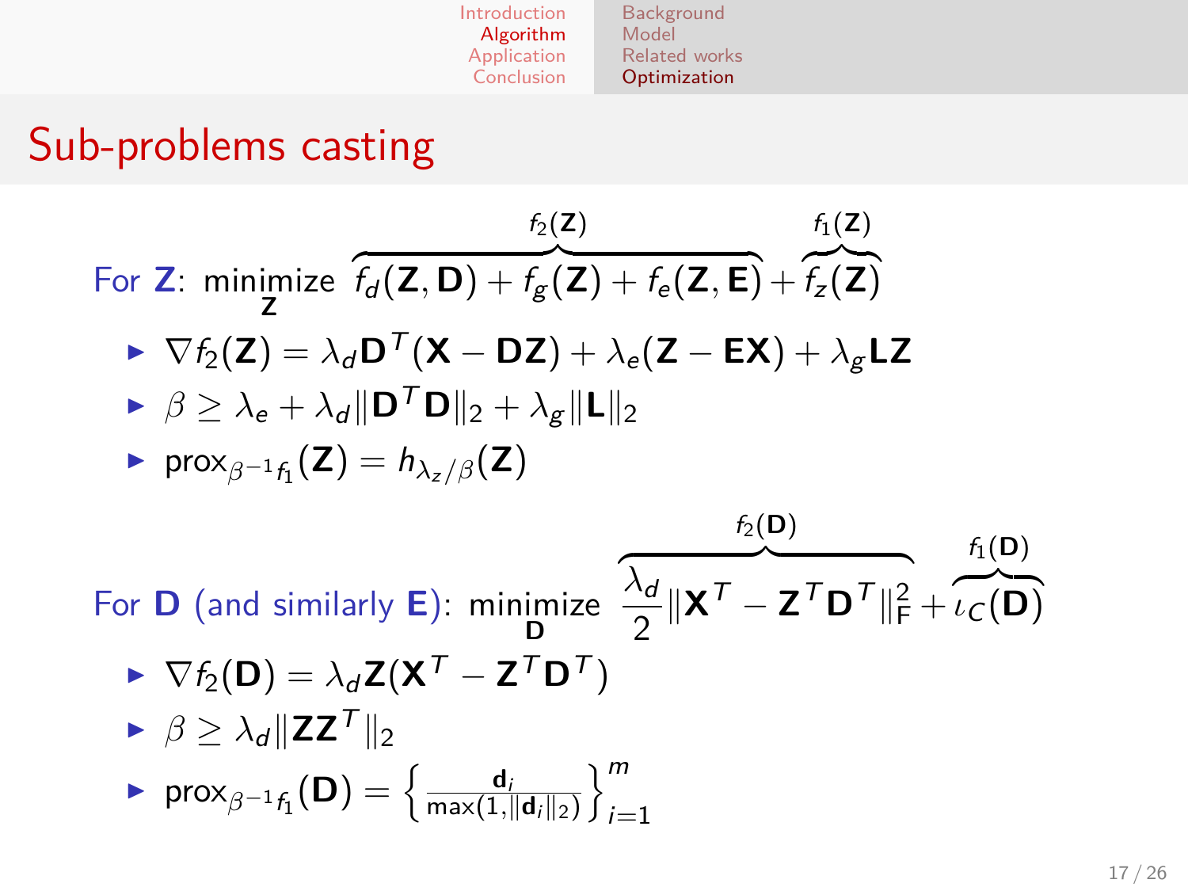## Sub-problems casting

For $\mathbf{Z}$: $\underset{\mathbf{Z}}{\text{minimize}} \; \overbrace{f_d(\mathbf{Z}, \mathbf{D}) + f_g(\mathbf{Z}) + f_e(\mathbf{Z}, \mathbf{E})}^{f_2(\mathbf{Z})} + \overbrace{f_z(\mathbf{Z})}^{f_1(\mathbf{Z})}$

- $\nabla f_2(\mathbf{Z}) = \lambda_d \mathbf{D}^T(\mathbf{X} - \mathbf{D}\mathbf{Z}) + \lambda_e(\mathbf{Z} - \mathbf{E}\mathbf{X}) + \lambda_g \mathbf{L}\mathbf{Z}$
- $\beta \geq \lambda_e + \lambda_d \|\mathbf{D}^T\mathbf{D}\|_2 + \lambda_g \|\mathbf{L}\|_2$
- $\text{prox}_{\beta^{-1} f_1}(\mathbf{Z}) = h_{\lambda_z/\beta}(\mathbf{Z})$

For $\mathbf{D}$ (and similarly $\mathbf{E}$): $\underset{\mathbf{D}}{\text{minimize}} \; \overbrace{\frac{\lambda_d}{2} \|\mathbf{X}^T - \mathbf{Z}^T\mathbf{D}^T\|_F^2}^{f_2(\mathbf{D})} + \overbrace{\iota_C(\mathbf{D})}^{f_1(\mathbf{D})}$

- $\nabla f_2(\mathbf{D}) = \lambda_d \mathbf{Z}(\mathbf{X}^T - \mathbf{Z}^T\mathbf{D}^T)$
- $\beta \geq \lambda_d \|\mathbf{Z}\mathbf{Z}^T\|_2$
- $\text{prox}_{\beta^{-1} f_1}(\mathbf{D}) = \left\{ \frac{\mathbf{d}_i}{\max(1, \|\mathbf{d}_i\|_2)} \right\}_{i=1}^{m}$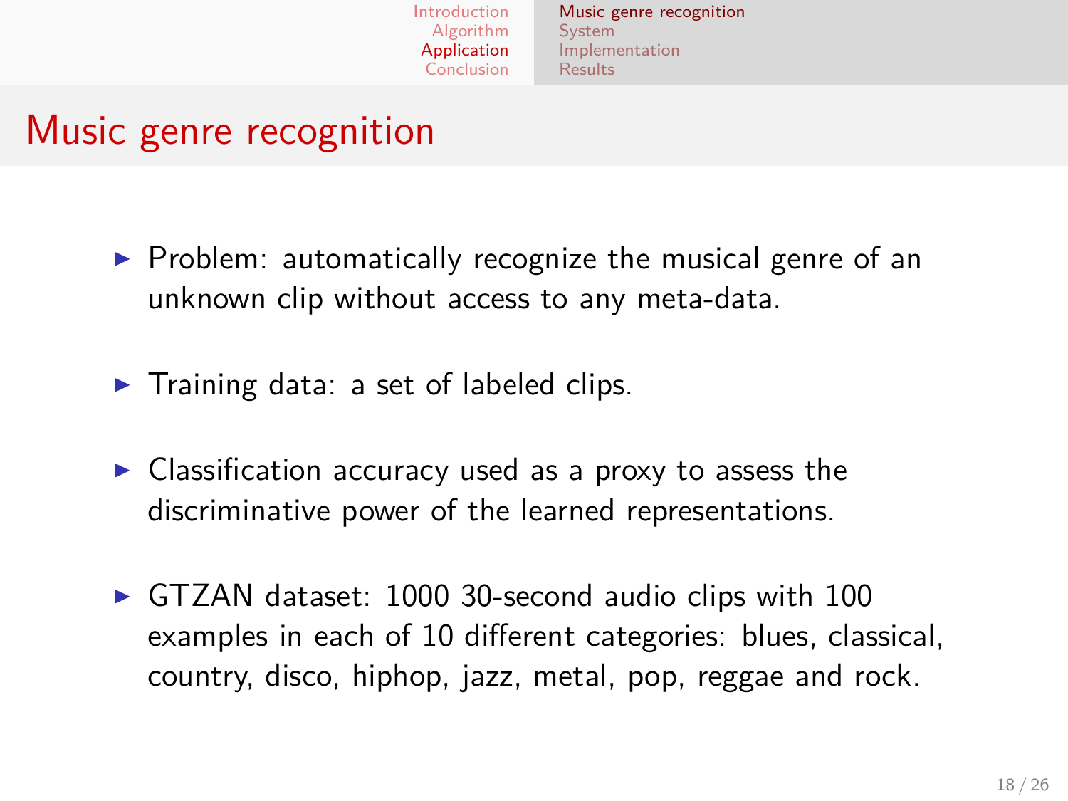# Music genre recognition

- Problem: automatically recognize the musical genre of an unknown clip without access to any meta-data.
- Training data: a set of labeled clips.
- Classification accuracy used as a proxy to assess the discriminative power of the learned representations.
- GTZAN dataset: 1000 30-second audio clips with 100 examples in each of 10 different categories: blues, classical, country, disco, hiphop, jazz, metal, pop, reggae and rock.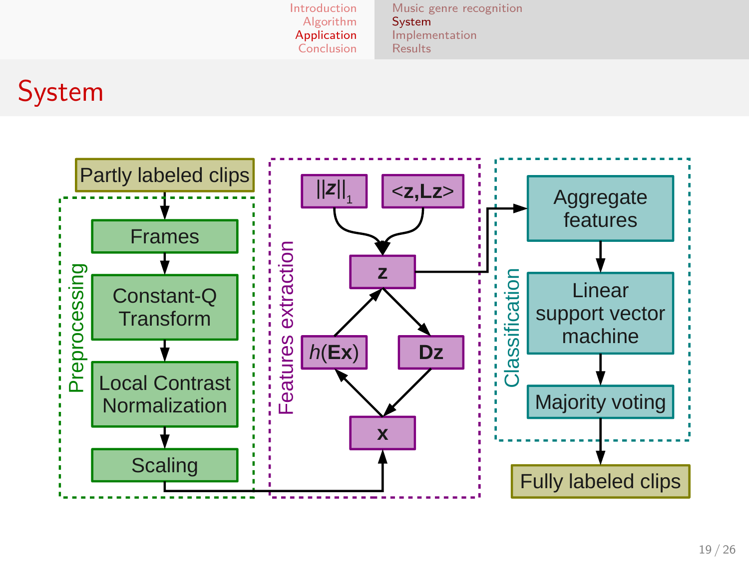# System

Preprocessing:

- Partly labeled clips
- Frames
- Constant-Q Transform
- Local Contrast Normalization
- Scaling

Features extraction:

- $\|\mathbf{z}\|_1$
- $\langle \mathbf{z}, L\mathbf{z} \rangle$
- $\mathbf{z}$
- $h(\mathbf{E}\mathbf{x})$
- $\mathbf{D}\mathbf{z}$
- $\mathbf{x}$

Classification:

- Aggregate features
- Linear support vector machine
- Majority voting
- Fully labeled clips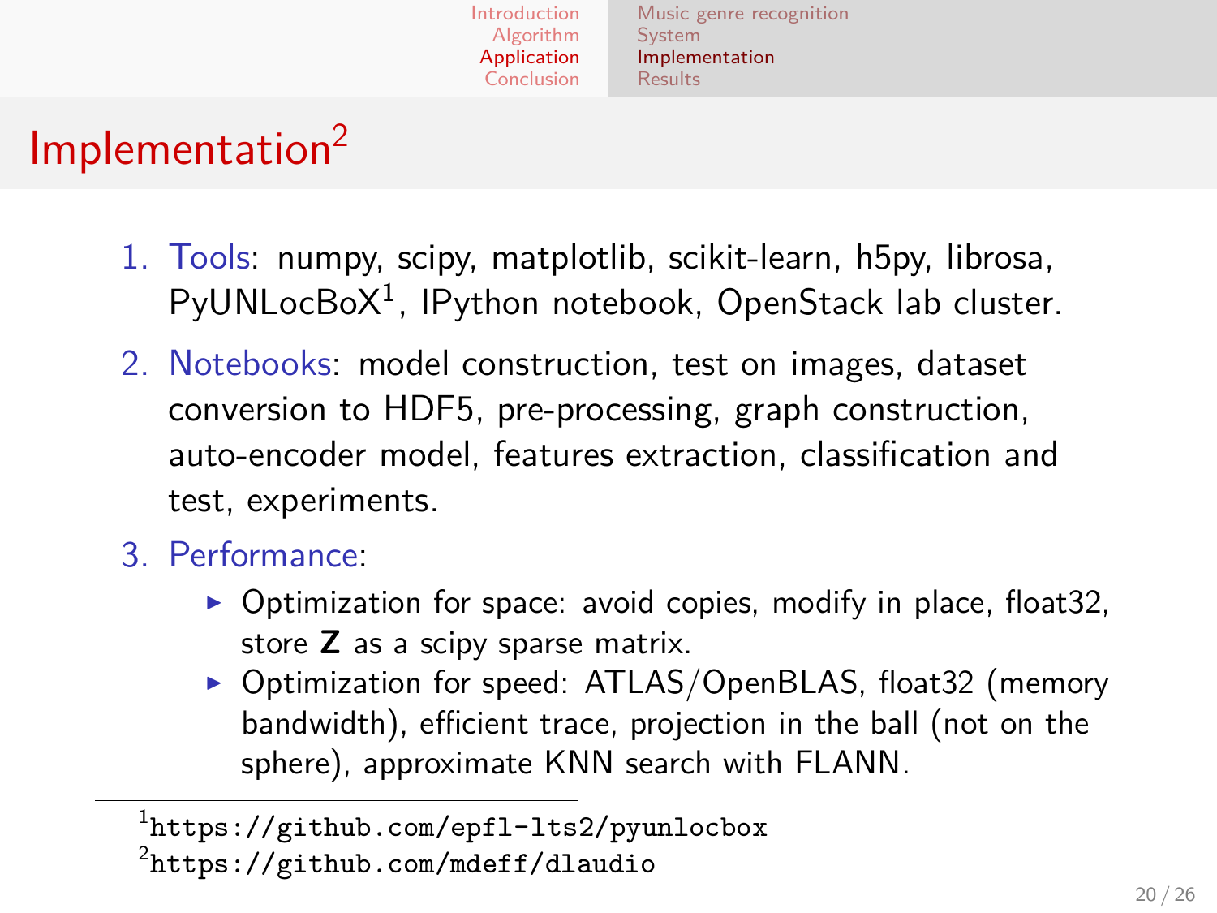# Implementation[2]

1. Tools: numpy, scipy, matplotlib, scikit-learn, h5py, librosa, PyUNLocBoX[1], IPython notebook, OpenStack lab cluster.
2. Notebooks: model construction, test on images, dataset conversion to HDF5, pre-processing, graph construction, auto-encoder model, features extraction, classification and test, experiments.
3. Performance:
   - Optimization for space: avoid copies, modify in place, float32, store $\mathbf{Z}$ as a scipy sparse matrix.
   - Optimization for speed: ATLAS/OpenBLAS, float32 (memory bandwidth), efficient trace, projection in the ball (not on the sphere), approximate KNN search with FLANN.

[1] https://github.com/epfl-lts2/pyunlocbox

[2] https://github.com/mdeff/dlaudio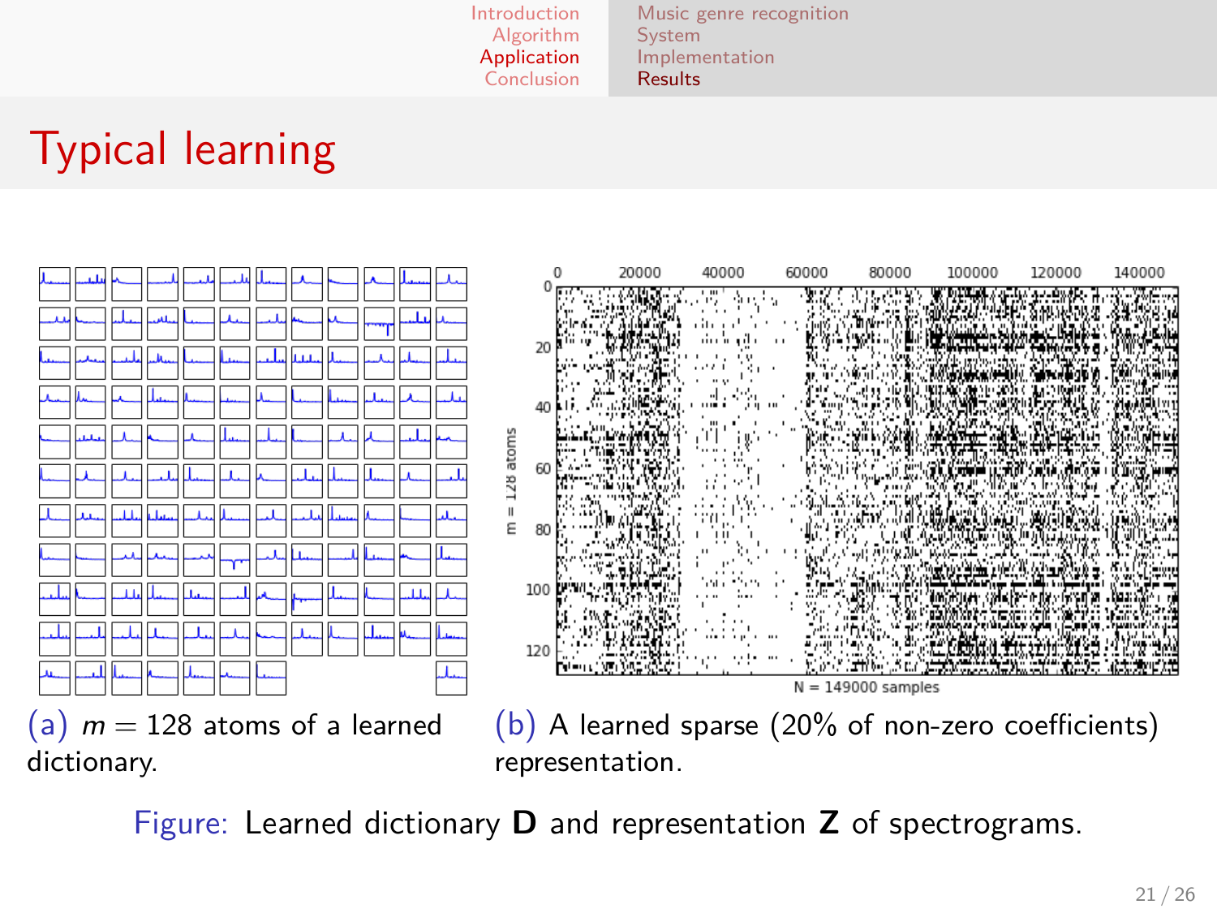# Typical learning

(a) $m = 128$ atoms of a learned dictionary.

(b) A learned sparse (20% of non-zero coefficients) representation.

Figure: Learned dictionary $\mathbf{D}$ and representation $\mathbf{Z}$ of spectrograms.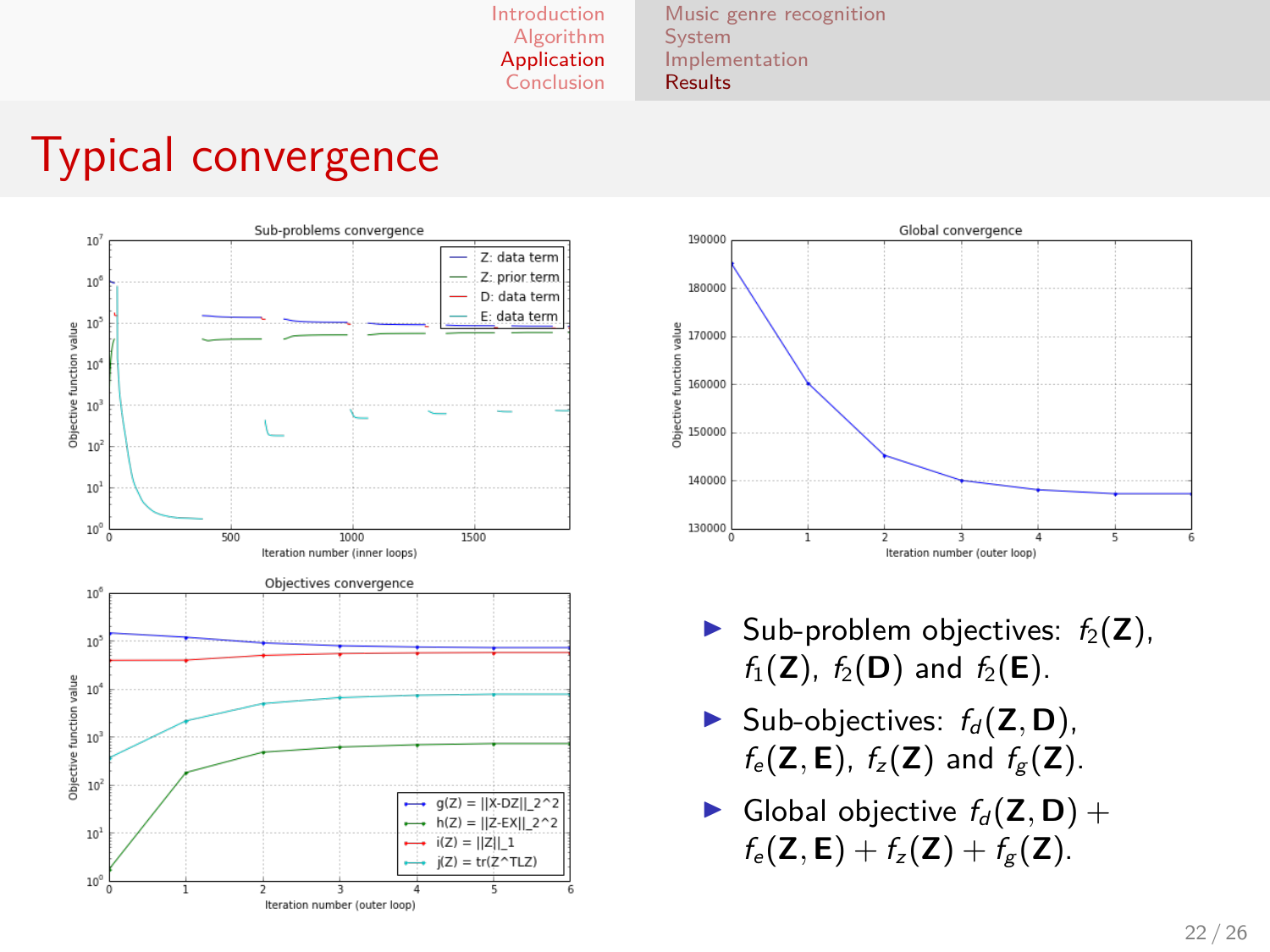# Typical convergence

- Sub-problem objectives: $f_2(\mathbf{Z})$, $f_1(\mathbf{Z})$, $f_2(\mathbf{D})$ and $f_2(\mathbf{E})$.
- Sub-objectives: $f_d(\mathbf{Z}, \mathbf{D})$, $f_e(\mathbf{Z}, \mathbf{E})$, $f_z(\mathbf{Z})$ and $f_g(\mathbf{Z})$.
- Global objective $f_d(\mathbf{Z}, \mathbf{D}) + f_e(\mathbf{Z}, \mathbf{E}) + f_z(\mathbf{Z}) + f_g(\mathbf{Z})$.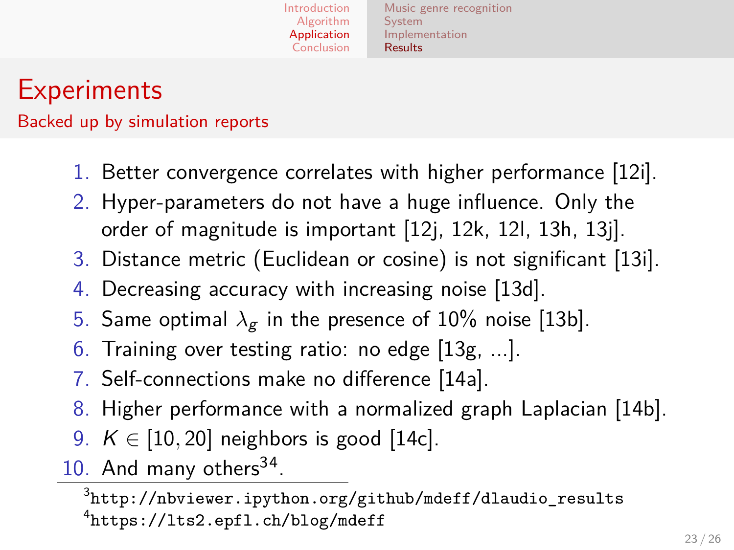# Experiments

## Backed up by simulation reports

1. Better convergence correlates with higher performance [12i].
2. Hyper-parameters do not have a huge influence. Only the order of magnitude is important [12j, 12k, 12l, 13h, 13j].
3. Distance metric (Euclidean or cosine) is not significant [13i].
4. Decreasing accuracy with increasing noise [13d].
5. Same optimal $\lambda_g$ in the presence of 10% noise [13b].
6. Training over testing ratio: no edge [13g, ...].
7. Self-connections make no difference [14a].
8. Higher performance with a normalized graph Laplacian [14b].
9. $K \in [10, 20]$ neighbors is good [14c].
10. And many others[3][4].

[3] http://nbviewer.ipython.org/github/mdeff/dlaudio_results

[4] https://lts2.epfl.ch/blog/mdeff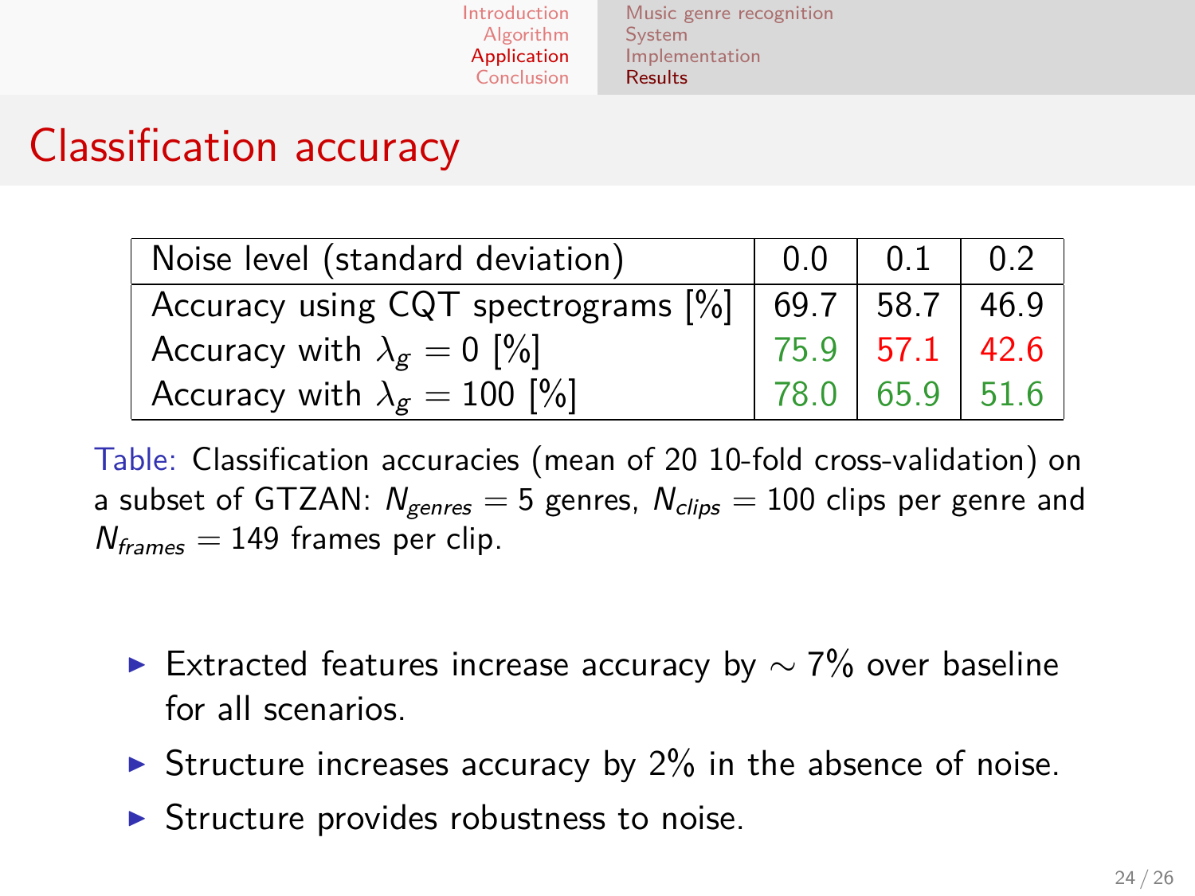# Classification accuracy

| Noise level (standard deviation) | 0.0 | 0.1 | 0.2 |
|---|---|---|---|
| Accuracy using CQT spectrograms [%] | 69.7 | 58.7 | 46.9 |
| Accuracy with $\lambda_g = 0$ [%] | 75.9 | 57.1 | 42.6 |
| Accuracy with $\lambda_g = 100$ [%] | 78.0 | 65.9 | 51.6 |

Table: Classification accuracies (mean of 20 10-fold cross-validation) on a subset of GTZAN: $N_{genres} = 5$ genres, $N_{clips} = 100$ clips per genre and $N_{frames} = 149$ frames per clip.

- Extracted features increase accuracy by $\sim 7\%$ over baseline for all scenarios.
- Structure increases accuracy by 2% in the absence of noise.
- Structure provides robustness to noise.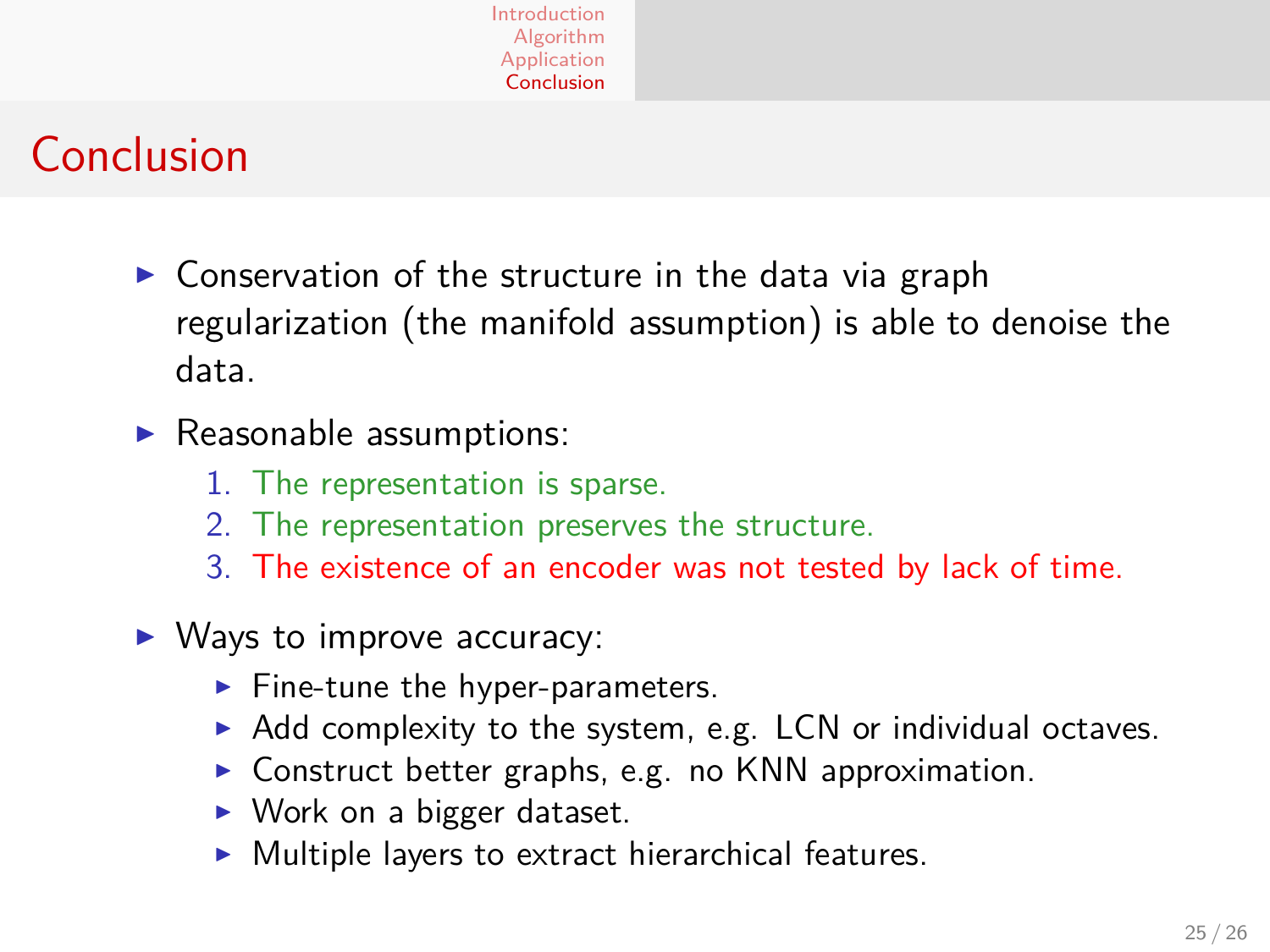# Conclusion

- Conservation of the structure in the data via graph regularization (the manifold assumption) is able to denoise the data.
- Reasonable assumptions:
  1. The representation is sparse.
  2. The representation preserves the structure.
  3. The existence of an encoder was not tested by lack of time.
- Ways to improve accuracy:
  - Fine-tune the hyper-parameters.
  - Add complexity to the system, e.g. LCN or individual octaves.
  - Construct better graphs, e.g. no KNN approximation.
  - Work on a bigger dataset.
  - Multiple layers to extract hierarchical features.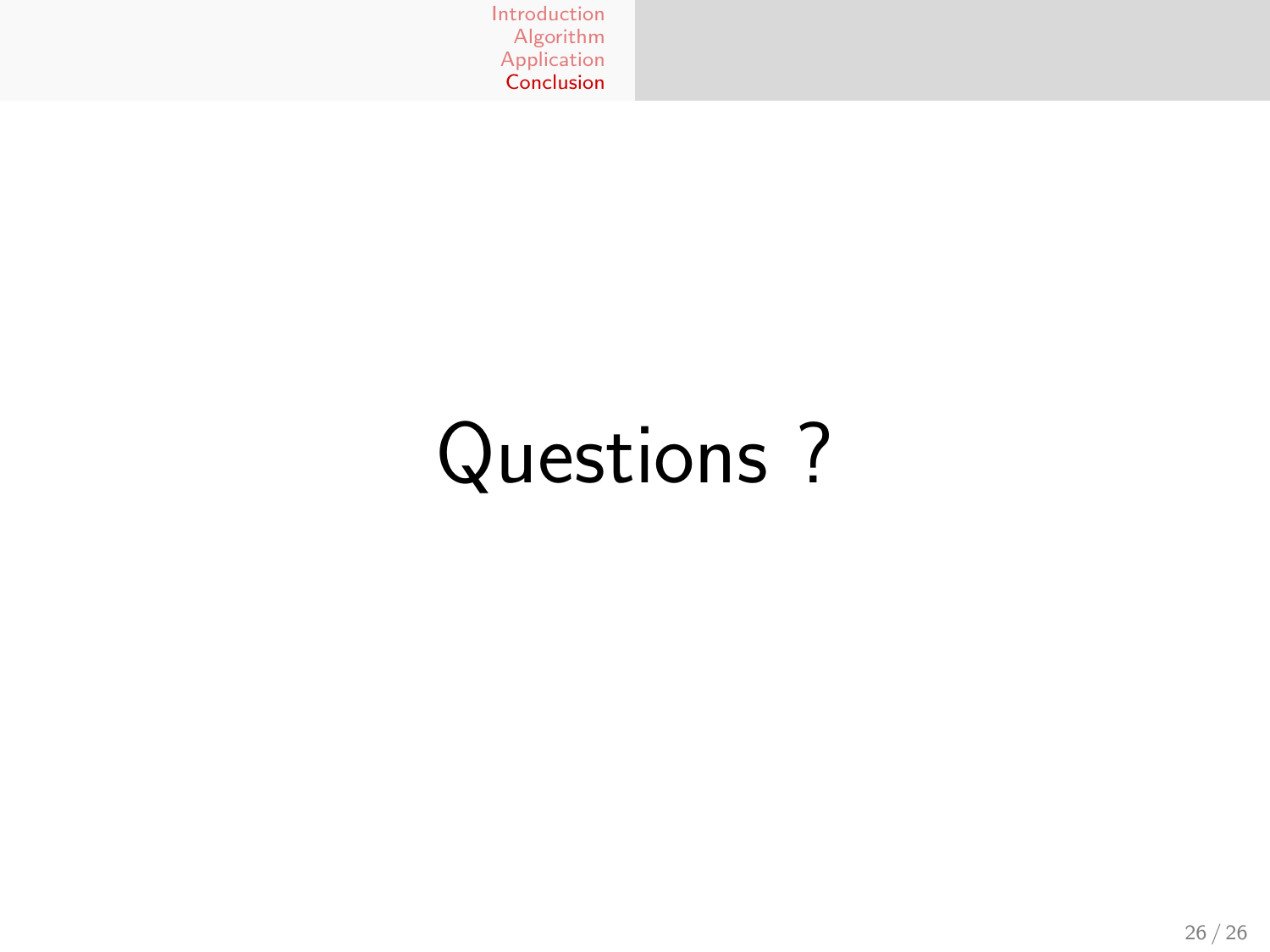# Questions ?